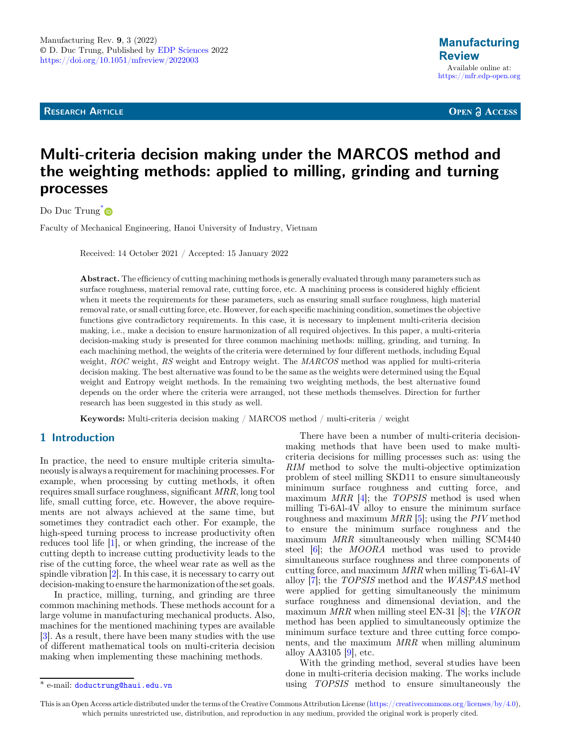# Multi-criteria decision making under the MARCOS method and the weighting methods: applied to milling, grinding and turning processes

Do Duc Trung*

Faculty of Mechanical Engineering, Hanoi University of Industry, Vietnam

Received: 14 October 2021 / Accepted: 15 January 2022

**Abstract.** The efficiency of cutting machining methods is generally evaluated through many parameters such as surface roughness, material removal rate, cutting force, etc. A machining process is considered highly efficient when it meets the requirements for these parameters, such as ensuring small surface roughness, high material removal rate, or small cutting force, etc. However, for each specific machining condition, sometimes the objective functions give contradictory requirements. In this case, it is necessary to implement multi-criteria decision making, i.e., make a decision to ensure harmonization of all required objectives. In this paper, a multi-criteria decision-making study is presented for three common machining methods: milling, grinding, and turning. In each machining method, the weights of the criteria were determined by four different methods, including Equal weight, *ROC* weight, *RS* weight and Entropy weight. The *MARCOS* method was applied for multi-criteria decision making. The best alternative was found to be the same as the weights were determined using the Equal weight and Entropy weight methods. In the remaining two weighting methods, the best alternative found depends on the order where the criteria were arranged, not these methods themselves. Direction for further research has been suggested in this study as well.

**Keywords:** Multi-criteria decision making / MARCOS method / multi-criteria / weight

## 1 Introduction

In practice, the need to ensure multiple criteria simultaneously is always a requirement for machining processes. For example, when processing by cutting methods, it often requires small surface roughness, significant *MRR*, long tool life, small cutting force, etc. However, the above requirements are not always achieved at the same time, but sometimes they contradict each other. For example, the high-speed turning process to increase productivity often reduces tool life [1], or when grinding, the increase of the cutting depth to increase cutting productivity leads to the rise of the cutting force, the wheel wear rate as well as the spindle vibration [2]. In this case, it is necessary to carry out decision-making to ensure the harmonization of the set goals.

In practice, milling, turning, and grinding are three common machining methods. These methods account for a large volume in manufacturing mechanical products. Also, machines for the mentioned machining types are available [3]. As a result, there have been many studies with the use of different mathematical tools on multi-criteria decision making when implementing these machining methods.

There have been a number of multi-criteria decision-making methods that have been used to make multi-criteria decisions for milling processes such as: using the *RIM* method to solve the multi-objective optimization problem of steel milling SKD11 to ensure simultaneously minimum surface roughness and cutting force, and maximum *MRR* [4]; the *TOPSIS* method is used when milling Ti-6Al-4V alloy to ensure the minimum surface roughness and maximum *MRR* [5]; using the *PIV* method to ensure the minimum surface roughness and the maximum *MRR* simultaneously when milling SCM440 steel [6]; the *MOORA* method was used to provide simultaneous surface roughness and three components of cutting force, and maximum *MRR* when milling Ti-6Al-4V alloy [7]; the *TOPSIS* method and the *WASPAS* method were applied for getting simultaneously the minimum surface roughness and dimensional deviation, and the maximum *MRR* when milling steel EN-31 [8]; the *VIKOR* method has been applied to simultaneously optimize the minimum surface texture and three cutting force components, and the maximum *MRR* when milling aluminum alloy AA3105 [9], etc.

With the grinding method, several studies have been done in multi-criteria decision making. The works include using *TOPSIS* method to ensure simultaneously the

* e-mail: doductrung@haui.edu.vn

This is an Open Access article distributed under the terms of the Creative Commons Attribution License (https://creativecommons.org/licenses/by/4.0), which permits unrestricted use, distribution, and reproduction in any medium, provided the original work is properly cited.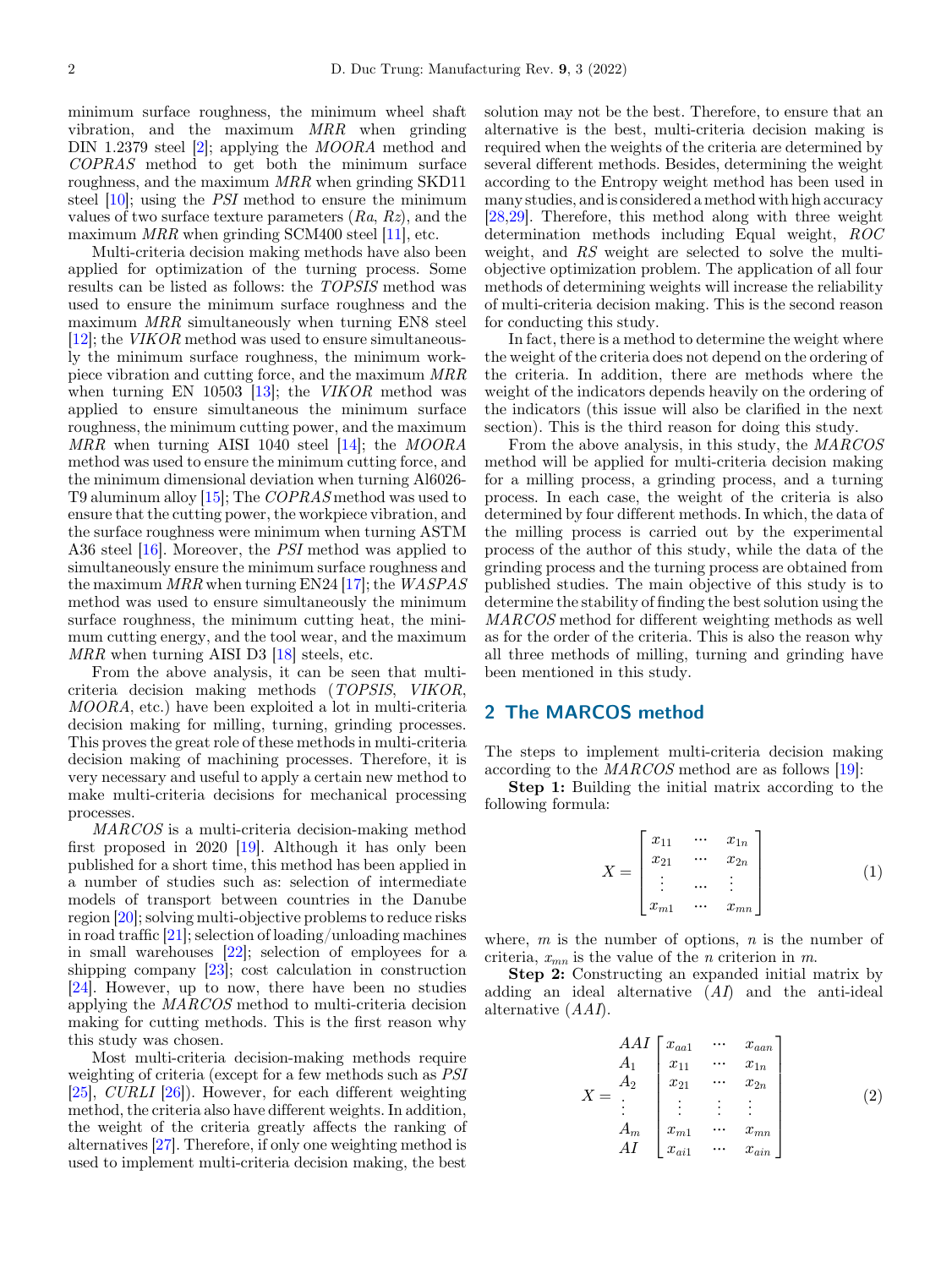minimum surface roughness, the minimum wheel shaft vibration, and the maximum *MRR* when grinding DIN 1.2379 steel [2]; applying the *MOORA* method and *COPRAS* method to get both the minimum surface roughness, and the maximum *MRR* when grinding SKD11 steel [10]; using the *PSI* method to ensure the minimum values of two surface texture parameters (*Ra*, *Rz*), and the maximum *MRR* when grinding SCM400 steel [11], etc.

Multi-criteria decision making methods have also been applied for optimization of the turning process. Some results can be listed as follows: the *TOPSIS* method was used to ensure the minimum surface roughness and the maximum *MRR* simultaneously when turning EN8 steel [12]; the *VIKOR* method was used to ensure simultaneously the minimum surface roughness, the minimum workpiece vibration and cutting force, and the maximum *MRR* when turning EN 10503 [13]; the *VIKOR* method was applied to ensure simultaneous the minimum surface roughness, the minimum cutting power, and the maximum *MRR* when turning AISI 1040 steel [14]; the *MOORA* method was used to ensure the minimum cutting force, and the minimum dimensional deviation when turning Al6026-T9 aluminum alloy [15]; The *COPRAS* method was used to ensure that the cutting power, the workpiece vibration, and the surface roughness were minimum when turning ASTM A36 steel [16]. Moreover, the *PSI* method was applied to simultaneously ensure the minimum surface roughness and the maximum *MRR* when turning EN24 [17]; the *WASPAS* method was used to ensure simultaneously the minimum surface roughness, the minimum cutting heat, the minimum cutting energy, and the tool wear, and the maximum *MRR* when turning AISI D3 [18] steels, etc.

From the above analysis, it can be seen that multi-criteria decision making methods (*TOPSIS*, *VIKOR*, *MOORA*, etc.) have been exploited a lot in multi-criteria decision making for milling, turning, grinding processes. This proves the great role of these methods in multi-criteria decision making of machining processes. Therefore, it is very necessary and useful to apply a certain new method to make multi-criteria decisions for mechanical processing processes.

*MARCOS* is a multi-criteria decision-making method first proposed in 2020 [19]. Although it has only been published for a short time, this method has been applied in a number of studies such as: selection of intermediate models of transport between countries in the Danube region [20]; solving multi-objective problems to reduce risks in road traffic [21]; selection of loading/unloading machines in small warehouses [22]; selection of employees for a shipping company [23]; cost calculation in construction [24]. However, up to now, there have been no studies applying the *MARCOS* method to multi-criteria decision making for cutting methods. This is the first reason why this study was chosen.

Most multi-criteria decision-making methods require weighting of criteria (except for a few methods such as *PSI* [25], *CURLI* [26]). However, for each different weighting method, the criteria also have different weights. In addition, the weight of the criteria greatly affects the ranking of alternatives [27]. Therefore, if only one weighting method is used to implement multi-criteria decision making, the best solution may not be the best. Therefore, to ensure that an alternative is the best, multi-criteria decision making is required when the weights of the criteria are determined by several different methods. Besides, determining the weight according to the Entropy weight method has been used in many studies, and is considered a method with high accuracy [28,29]. Therefore, this method along with three weight determination methods including Equal weight, *ROC* weight, and *RS* weight are selected to solve the multi-objective optimization problem. The application of all four methods of determining weights will increase the reliability of multi-criteria decision making. This is the second reason for conducting this study.

In fact, there is a method to determine the weight where the weight of the criteria does not depend on the ordering of the criteria. In addition, there are methods where the weight of the indicators depends heavily on the ordering of the indicators (this issue will also be clarified in the next section). This is the third reason for doing this study.

From the above analysis, in this study, the *MARCOS* method will be applied for multi-criteria decision making for a milling process, a grinding process, and a turning process. In each case, the weight of the criteria is also determined by four different methods. In which, the data of the milling process is carried out by the experimental process of the author of this study, while the data of the grinding process and the turning process are obtained from published studies. The main objective of this study is to determine the stability of finding the best solution using the *MARCOS* method for different weighting methods as well as for the order of the criteria. This is also the reason why all three methods of milling, turning and grinding have been mentioned in this study.

## 2 The MARCOS method

The steps to implement multi-criteria decision making according to the *MARCOS* method are as follows [19]:

**Step 1:** Building the initial matrix according to the following formula:

$$X = \begin{bmatrix} x_{11} & \cdots & x_{1n} \\ x_{21} & \cdots & x_{2n} \\ \vdots & \cdots & \vdots \\ x_{m1} & \cdots & x_{mn} \end{bmatrix} \tag{1}$$

where, $m$ is the number of options, $n$ is the number of criteria, $x_{mn}$ is the value of the $n$ criterion in $m$.

**Step 2:** Constructing an expanded initial matrix by adding an ideal alternative ($AI$) and the anti-ideal alternative ($AAI$).

$$X = \begin{matrix} AAI \\ A_1 \\ A_2 \\ \vdots \\ A_m \\ AI \end{matrix} \begin{bmatrix} x_{aa1} & \cdots & x_{aan} \\ x_{11} & \cdots & x_{1n} \\ x_{21} & \cdots & x_{2n} \\ \vdots & \vdots & \vdots \\ x_{m1} & \cdots & x_{mn} \\ x_{ai1} & \cdots & x_{ain} \end{bmatrix} \tag{2}$$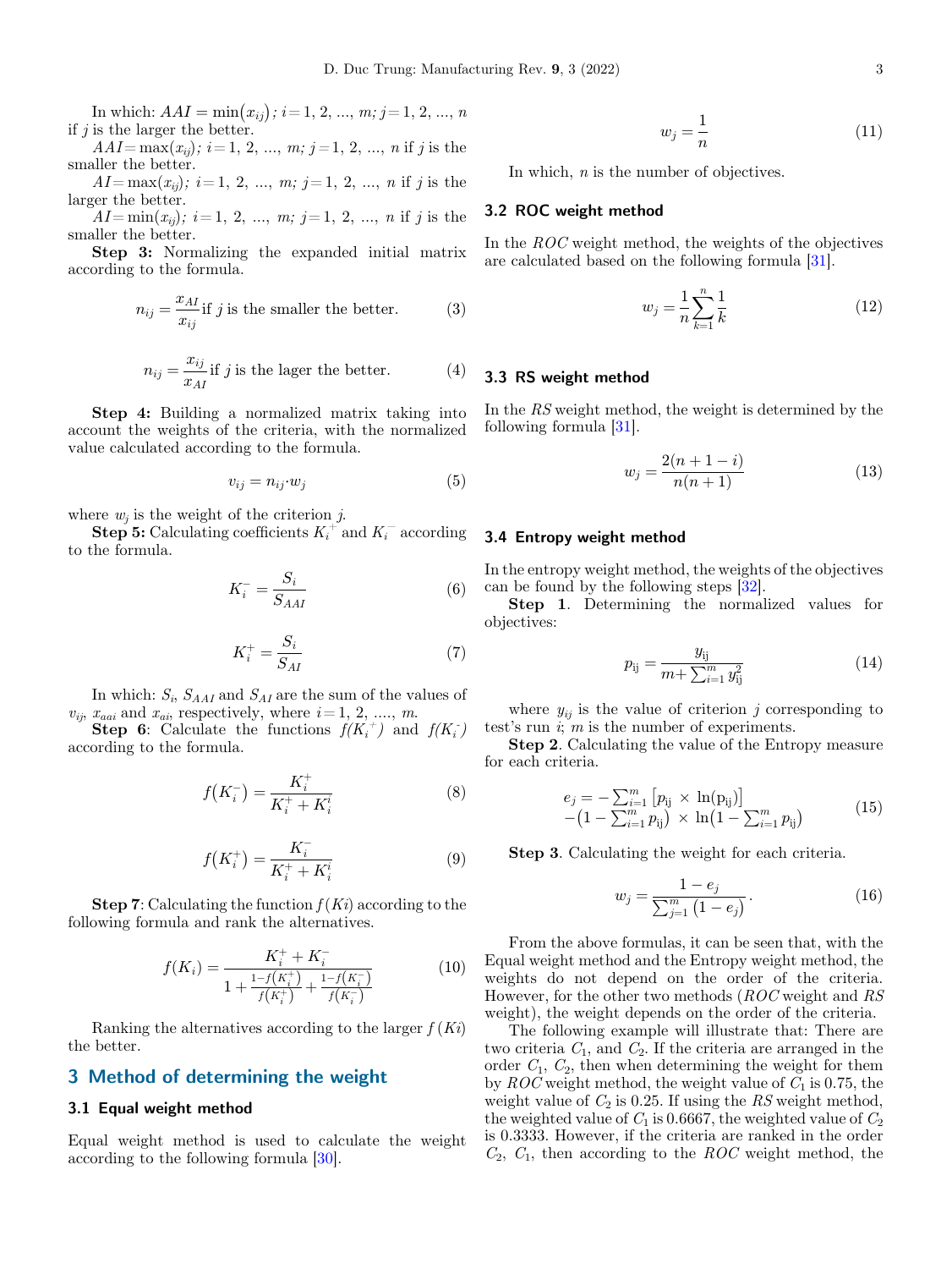In which: $AAI = \min(x_{ij})$; $i = 1, 2, ..., m$; $j = 1, 2, ..., n$ if $j$ is the larger the better.

$AAI = \max(x_{ij})$; $i = 1, 2, ..., m$; $j = 1, 2, ..., n$ if $j$ is the smaller the better.

$AI = \max(x_{ij})$; $i = 1, 2, ..., m$; $j = 1, 2, ..., n$ if $j$ is the larger the better.

$AI = \min(x_{ij})$; $i = 1, 2, ..., m$; $j = 1, 2, ..., n$ if $j$ is the smaller the better.

**Step 3:** Normalizing the expanded initial matrix according to the formula.

$$n_{ij} = \frac{x_{AI}}{x_{ij}} \text{ if } j \text{ is the smaller the better.} \tag{3}$$

$$n_{ij} = \frac{x_{ij}}{x_{AI}} \text{ if } j \text{ is the lager the better.} \tag{4}$$

**Step 4:** Building a normalized matrix taking into account the weights of the criteria, with the normalized value calculated according to the formula.

$$v_{ij} = n_{ij} \cdot w_j \tag{5}$$

where $w_j$ is the weight of the criterion $j$.

**Step 5:** Calculating coefficients $K_i^+$ and $K_i^-$ according to the formula.

$$K_i^- = \frac{S_i}{S_{AAI}} \tag{6}$$

$$K_i^+ = \frac{S_i}{S_{AI}} \tag{7}$$

In which: $S_i$, $S_{AAI}$ and $S_{AI}$ are the sum of the values of $v_{ij}$, $x_{aai}$ and $x_{ai}$, respectively, where $i = 1, 2, ...., m$.

**Step 6**: Calculate the functions $f(K_i^+)$ and $f(K_i^-)$ according to the formula.

$$f(K_i^-) = \frac{K_i^+}{K_i^+ + K_i^i} \tag{8}$$

$$f(K_i^+) = \frac{K_i^-}{K_i^+ + K_i^i} \tag{9}$$

**Step 7**: Calculating the function $f(Ki)$ according to the following formula and rank the alternatives.

$$f(K_i) = \frac{K_i^+ + K_i^-}{1 + \frac{1 - f(K_i^+)}{f(K_i^+)} + \frac{1 - f(K_i^-)}{f(K_i^-)}} \tag{10}$$

Ranking the alternatives according to the larger $f(Ki)$ the better.

## 3 Method of determining the weight

### 3.1 Equal weight method

Equal weight method is used to calculate the weight according to the following formula [30].

$$w_j = \frac{1}{n} \tag{11}$$

In which, $n$ is the number of objectives.

### 3.2 ROC weight method

In the *ROC* weight method, the weights of the objectives are calculated based on the following formula [31].

$$w_j = \frac{1}{n} \sum_{k=1}^{n} \frac{1}{k} \tag{12}$$

### 3.3 RS weight method

In the *RS* weight method, the weight is determined by the following formula [31].

$$w_j = \frac{2(n + 1 - i)}{n(n + 1)} \tag{13}$$

### 3.4 Entropy weight method

In the entropy weight method, the weights of the objectives can be found by the following steps [32].

**Step 1**. Determining the normalized values for objectives:

$$p_{ij} = \frac{y_{ij}}{m + \sum_{i=1}^{m} y_{ij}^2} \tag{14}$$

where $y_{ij}$ is the value of criterion $j$ corresponding to test's run $i$; $m$ is the number of experiments.

**Step 2**. Calculating the value of the Entropy measure for each criteria.

$$\begin{aligned} e_j = &-\sum_{i=1}^{m} \left[p_{ij} \times \ln(p_{ij})\right] \\ &-\left(1 - \sum_{i=1}^{m} p_{ij}\right) \times \ln\left(1 - \sum_{i=1}^{m} p_{ij}\right) \end{aligned} \tag{15}$$

**Step 3**. Calculating the weight for each criteria.

$$w_j = \frac{1 - e_j}{\sum_{j=1}^{m} (1 - e_j)}. \tag{16}$$

From the above formulas, it can be seen that, with the Equal weight method and the Entropy weight method, the weights do not depend on the order of the criteria. However, for the other two methods (*ROC* weight and *RS* weight), the weight depends on the order of the criteria.

The following example will illustrate that: There are two criteria $C_1$, and $C_2$. If the criteria are arranged in the order $C_1$, $C_2$, then when determining the weight for them by *ROC* weight method, the weight value of $C_1$ is 0.75, the weight value of $C_2$ is 0.25. If using the *RS* weight method, the weighted value of $C_1$ is 0.6667, the weighted value of $C_2$ is 0.3333. However, if the criteria are ranked in the order $C_2$, $C_1$, then according to the *ROC* weight method, the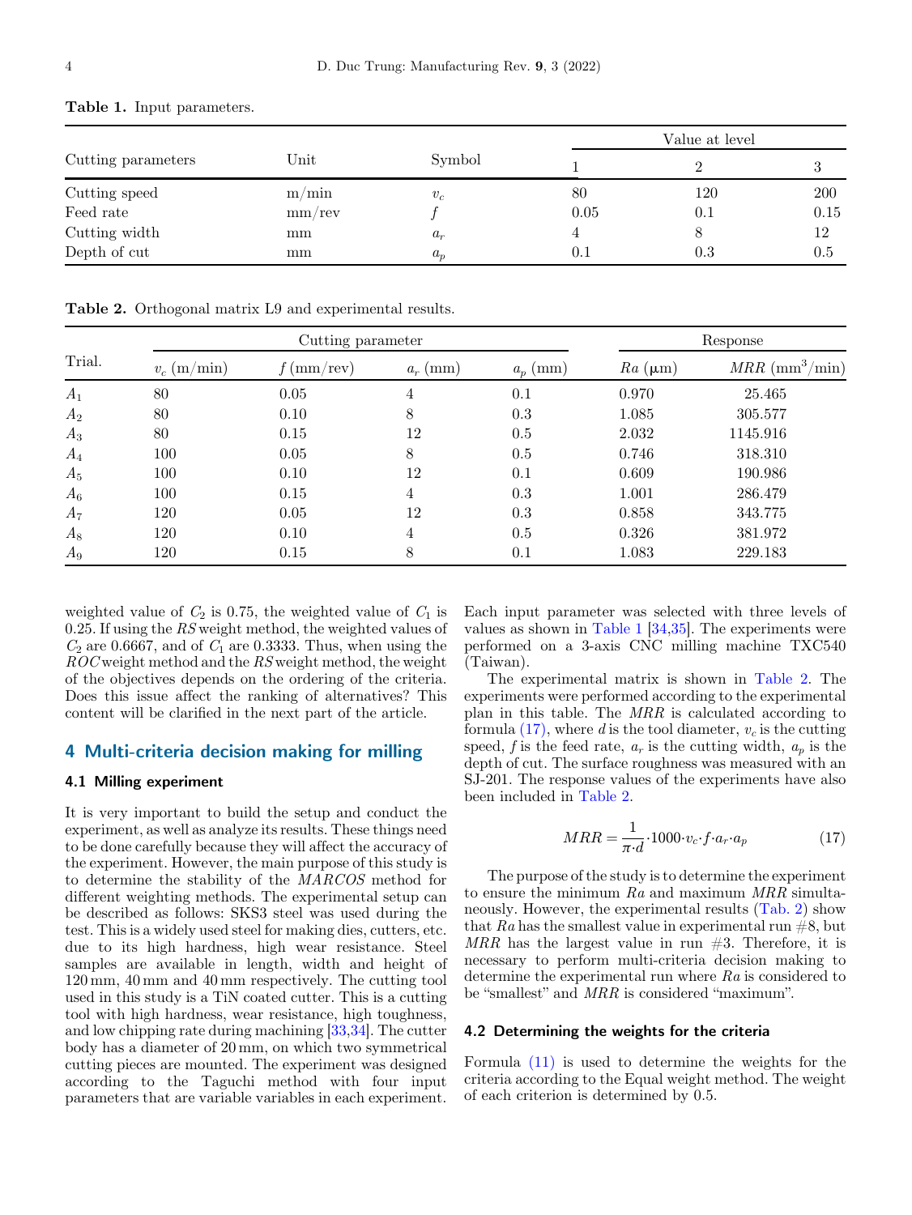**Table 1.** Input parameters.

| Cutting parameters | Unit | Symbol | Value at level | | |
|---|---|---|---|---|---|
| | | | 1 | 2 | 3 |
| Cutting speed | m/min | $v_c$ | 80 | 120 | 200 |
| Feed rate | mm/rev | $f$ | 0.05 | 0.1 | 0.15 |
| Cutting width | mm | $a_r$ | 4 | 8 | 12 |
| Depth of cut | mm | $a_p$ | 0.1 | 0.3 | 0.5 |

**Table 2.** Orthogonal matrix L9 and experimental results.

| Trial. | Cutting parameter | | | | Response | |
|---|---|---|---|---|---|---|
| | $v_c$ (m/min) | $f$ (mm/rev) | $a_r$ (mm) | $a_p$ (mm) | $Ra$ (μm) | $MRR$ (mm$^3$/min) |
| $A_1$ | 80 | 0.05 | 4 | 0.1 | 0.970 | 25.465 |
| $A_2$ | 80 | 0.10 | 8 | 0.3 | 1.085 | 305.577 |
| $A_3$ | 80 | 0.15 | 12 | 0.5 | 2.032 | 1145.916 |
| $A_4$ | 100 | 0.05 | 8 | 0.5 | 0.746 | 318.310 |
| $A_5$ | 100 | 0.10 | 12 | 0.1 | 0.609 | 190.986 |
| $A_6$ | 100 | 0.15 | 4 | 0.3 | 1.001 | 286.479 |
| $A_7$ | 120 | 0.05 | 12 | 0.3 | 0.858 | 343.775 |
| $A_8$ | 120 | 0.10 | 4 | 0.5 | 0.326 | 381.972 |
| $A_9$ | 120 | 0.15 | 8 | 0.1 | 1.083 | 229.183 |

weighted value of $C_2$ is 0.75, the weighted value of $C_1$ is 0.25. If using the *RS* weight method, the weighted values of $C_2$ are 0.6667, and of $C_1$ are 0.3333. Thus, when using the *ROC* weight method and the *RS* weight method, the weight of the objectives depends on the ordering of the criteria. Does this issue affect the ranking of alternatives? This content will be clarified in the next part of the article.

## 4 Multi-criteria decision making for milling

### 4.1 Milling experiment

It is very important to build the setup and conduct the experiment, as well as analyze its results. These things need to be done carefully because they will affect the accuracy of the experiment. However, the main purpose of this study is to determine the stability of the *MARCOS* method for different weighting methods. The experimental setup can be described as follows: SKS3 steel was used during the test. This is a widely used steel for making dies, cutters, etc. due to its high hardness, high wear resistance. Steel samples are available in length, width and height of 120 mm, 40 mm and 40 mm respectively. The cutting tool used in this study is a TiN coated cutter. This is a cutting tool with high hardness, wear resistance, high toughness, and low chipping rate during machining [33,34]. The cutter body has a diameter of 20 mm, on which two symmetrical cutting pieces are mounted. The experiment was designed according to the Taguchi method with four input parameters that are variable variables in each experiment. Each input parameter was selected with three levels of values as shown in Table 1 [34,35]. The experiments were performed on a 3-axis CNC milling machine TXC540 (Taiwan).

The experimental matrix is shown in Table 2. The experiments were performed according to the experimental plan in this table. The *MRR* is calculated according to formula (17), where $d$ is the tool diameter, $v_c$ is the cutting speed, $f$ is the feed rate, $a_r$ is the cutting width, $a_p$ is the depth of cut. The surface roughness was measured with an SJ-201. The response values of the experiments have also been included in Table 2.

$$MRR = \frac{1}{\pi \cdot d} \cdot 1000 \cdot v_c \cdot f \cdot a_r \cdot a_p \tag{17}$$

The purpose of the study is to determine the experiment to ensure the minimum $Ra$ and maximum $MRR$ simultaneously. However, the experimental results (Tab. 2) show that $Ra$ has the smallest value in experimental run #8, but $MRR$ has the largest value in run #3. Therefore, it is necessary to perform multi-criteria decision making to determine the experimental run where $Ra$ is considered to be "smallest" and $MRR$ is considered "maximum".

### 4.2 Determining the weights for the criteria

Formula (11) is used to determine the weights for the criteria according to the Equal weight method. The weight of each criterion is determined by 0.5.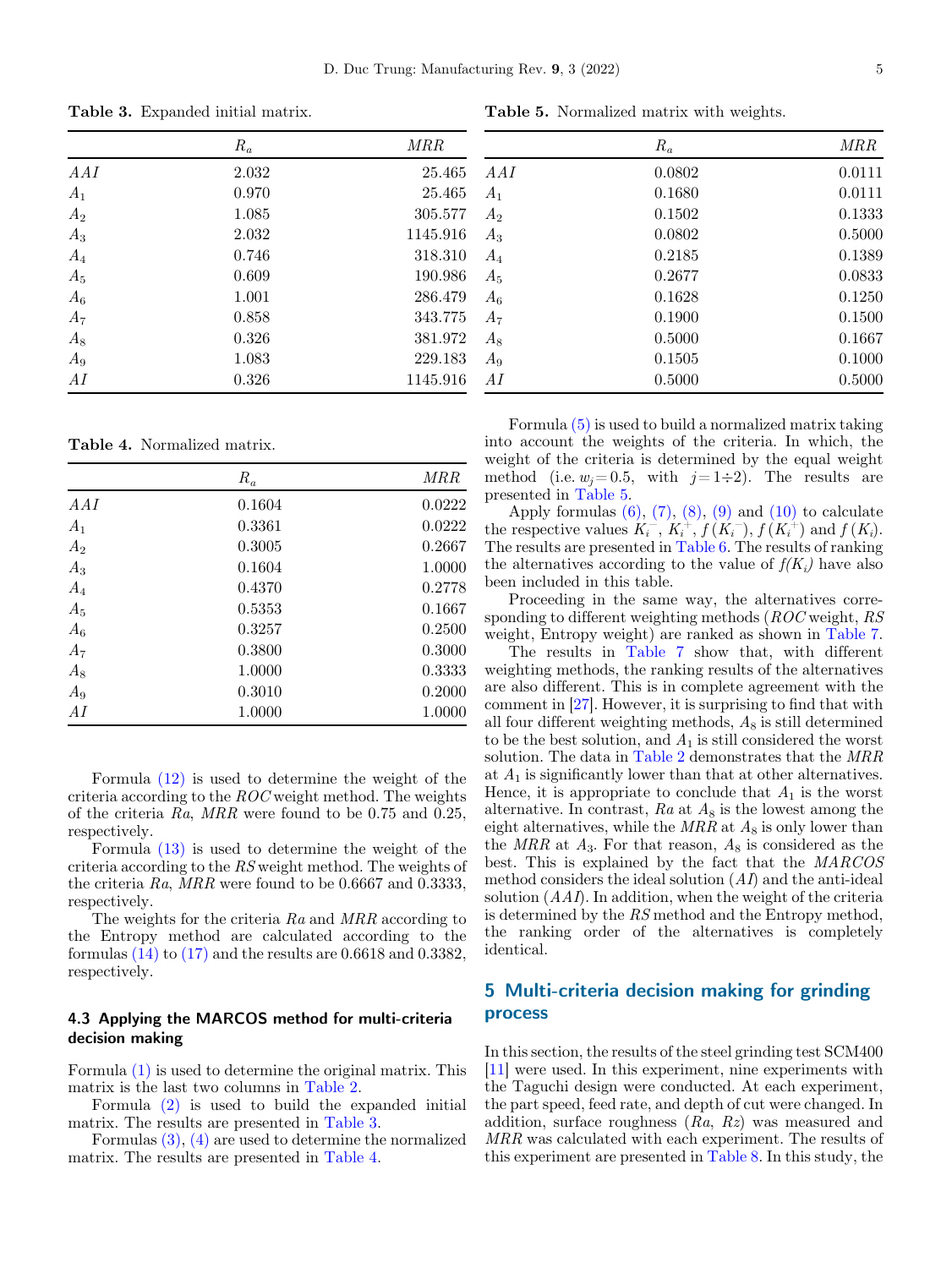**Table 3.** Expanded initial matrix.

| | $R_a$ | $MRR$ |
|---|---|---|
| $AAI$ | 2.032 | 25.465 |
| $A_1$ | 0.970 | 25.465 |
| $A_2$ | 1.085 | 305.577 |
| $A_3$ | 2.032 | 1145.916 |
| $A_4$ | 0.746 | 318.310 |
| $A_5$ | 0.609 | 190.986 |
| $A_6$ | 1.001 | 286.479 |
| $A_7$ | 0.858 | 343.775 |
| $A_8$ | 0.326 | 381.972 |
| $A_9$ | 1.083 | 229.183 |
| $AI$ | 0.326 | 1145.916 |

**Table 4.** Normalized matrix.

| | $R_a$ | $MRR$ |
|---|---|---|
| $AAI$ | 0.1604 | 0.0222 |
| $A_1$ | 0.3361 | 0.0222 |
| $A_2$ | 0.3005 | 0.2667 |
| $A_3$ | 0.1604 | 1.0000 |
| $A_4$ | 0.4370 | 0.2778 |
| $A_5$ | 0.5353 | 0.1667 |
| $A_6$ | 0.3257 | 0.2500 |
| $A_7$ | 0.3800 | 0.3000 |
| $A_8$ | 1.0000 | 0.3333 |
| $A_9$ | 0.3010 | 0.2000 |
| $AI$ | 1.0000 | 1.0000 |

Formula (12) is used to determine the weight of the criteria according to the *ROC* weight method. The weights of the criteria *Ra*, *MRR* were found to be 0.75 and 0.25, respectively.

Formula (13) is used to determine the weight of the criteria according to the *RS* weight method. The weights of the criteria *Ra*, *MRR* were found to be 0.6667 and 0.3333, respectively.

The weights for the criteria *Ra* and *MRR* according to the Entropy method are calculated according to the formulas (14) to (17) and the results are 0.6618 and 0.3382, respectively.

### 4.3 Applying the MARCOS method for multi-criteria decision making

Formula (1) is used to determine the original matrix. This matrix is the last two columns in Table 2.

Formula (2) is used to build the expanded initial matrix. The results are presented in Table 3.

Formulas (3), (4) are used to determine the normalized matrix. The results are presented in Table 4.

**Table 5.** Normalized matrix with weights.

| | $R_a$ | $MRR$ |
|---|---|---|
| $AAI$ | 0.0802 | 0.0111 |
| $A_1$ | 0.1680 | 0.0111 |
| $A_2$ | 0.1502 | 0.1333 |
| $A_3$ | 0.0802 | 0.5000 |
| $A_4$ | 0.2185 | 0.1389 |
| $A_5$ | 0.2677 | 0.0833 |
| $A_6$ | 0.1628 | 0.1250 |
| $A_7$ | 0.1900 | 0.1500 |
| $A_8$ | 0.5000 | 0.1667 |
| $A_9$ | 0.1505 | 0.1000 |
| $AI$ | 0.5000 | 0.5000 |

Formula (5) is used to build a normalized matrix taking into account the weights of the criteria. In which, the weight of the criteria is determined by the equal weight method (i.e. $w_j = 0.5$, with $j = 1 \div 2$). The results are presented in Table 5.

Apply formulas (6), (7), (8), (9) and (10) to calculate the respective values $K_i^-$, $K_i^+$, $f(K_i^-)$, $f(K_i^+)$ and $f(K_i)$. The results are presented in Table 6. The results of ranking the alternatives according to the value of $f(K_i)$ have also been included in this table.

Proceeding in the same way, the alternatives corresponding to different weighting methods (*ROC* weight, *RS* weight, Entropy weight) are ranked as shown in Table 7.

The results in Table 7 show that, with different weighting methods, the ranking results of the alternatives are also different. This is in complete agreement with the comment in [27]. However, it is surprising to find that with all four different weighting methods, $A_8$ is still determined to be the best solution, and $A_1$ is still considered the worst solution. The data in Table 2 demonstrates that the *MRR* at $A_1$ is significantly lower than that at other alternatives. Hence, it is appropriate to conclude that $A_1$ is the worst alternative. In contrast, *Ra* at $A_8$ is the lowest among the eight alternatives, while the *MRR* at $A_8$ is only lower than the *MRR* at $A_3$. For that reason, $A_8$ is considered as the best. This is explained by the fact that the *MARCOS* method considers the ideal solution (*AI*) and the anti-ideal solution (*AAI*). In addition, when the weight of the criteria is determined by the *RS* method and the Entropy method, the ranking order of the alternatives is completely identical.

## 5 Multi-criteria decision making for grinding process

In this section, the results of the steel grinding test SCM400 [11] were used. In this experiment, nine experiments with the Taguchi design were conducted. At each experiment, the part speed, feed rate, and depth of cut were changed. In addition, surface roughness (*Ra*, *Rz*) was measured and *MRR* was calculated with each experiment. The results of this experiment are presented in Table 8. In this study, the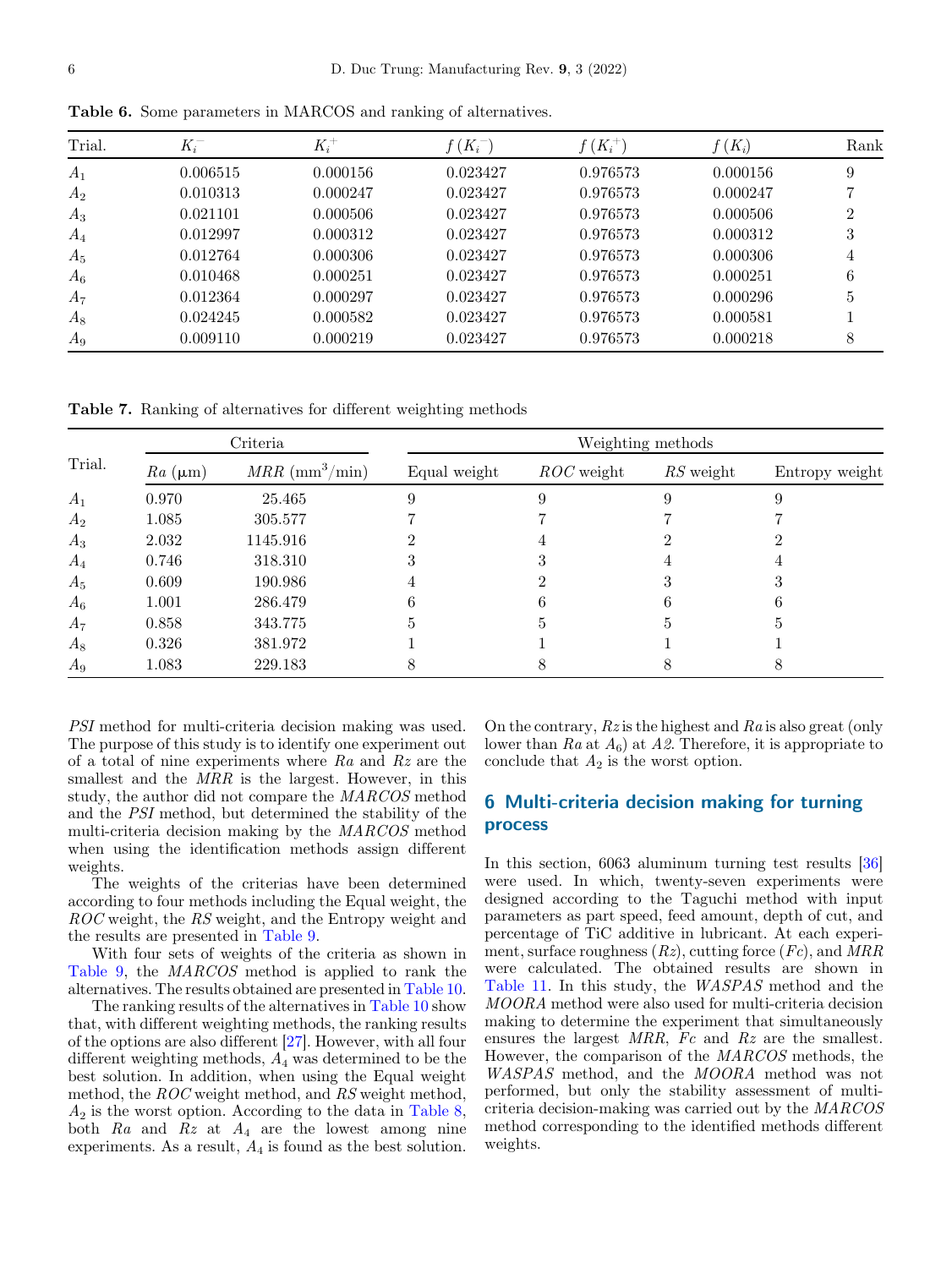**Table 6.** Some parameters in MARCOS and ranking of alternatives.

| Trial. | $K_i^-$ | $K_i^+$ | $f(K_i^-)$ | $f(K_i^+)$ | $f(K_i)$ | Rank |
|---|---|---|---|---|---|---|
| $A_1$ | 0.006515 | 0.000156 | 0.023427 | 0.976573 | 0.000156 | 9 |
| $A_2$ | 0.010313 | 0.000247 | 0.023427 | 0.976573 | 0.000247 | 7 |
| $A_3$ | 0.021101 | 0.000506 | 0.023427 | 0.976573 | 0.000506 | 2 |
| $A_4$ | 0.012997 | 0.000312 | 0.023427 | 0.976573 | 0.000312 | 3 |
| $A_5$ | 0.012764 | 0.000306 | 0.023427 | 0.976573 | 0.000306 | 4 |
| $A_6$ | 0.010468 | 0.000251 | 0.023427 | 0.976573 | 0.000251 | 6 |
| $A_7$ | 0.012364 | 0.000297 | 0.023427 | 0.976573 | 0.000296 | 5 |
| $A_8$ | 0.024245 | 0.000582 | 0.023427 | 0.976573 | 0.000581 | 1 |
| $A_9$ | 0.009110 | 0.000219 | 0.023427 | 0.976573 | 0.000218 | 8 |

**Table 7.** Ranking of alternatives for different weighting methods

| Trial. | Criteria | | Weighting methods | | | |
|---|---|---|---|---|---|---|
| | $Ra$ (μm) | $MRR$ (mm$^3$/min) | Equal weight | $ROC$ weight | $RS$ weight | Entropy weight |
| $A_1$ | 0.970 | 25.465 | 9 | 9 | 9 | 9 |
| $A_2$ | 1.085 | 305.577 | 7 | 7 | 7 | 7 |
| $A_3$ | 2.032 | 1145.916 | 2 | 4 | 2 | 2 |
| $A_4$ | 0.746 | 318.310 | 3 | 3 | 4 | 4 |
| $A_5$ | 0.609 | 190.986 | 4 | 2 | 3 | 3 |
| $A_6$ | 1.001 | 286.479 | 6 | 6 | 6 | 6 |
| $A_7$ | 0.858 | 343.775 | 5 | 5 | 5 | 5 |
| $A_8$ | 0.326 | 381.972 | 1 | 1 | 1 | 1 |
| $A_9$ | 1.083 | 229.183 | 8 | 8 | 8 | 8 |

*PSI* method for multi-criteria decision making was used. The purpose of this study is to identify one experiment out of a total of nine experiments where $Ra$ and $Rz$ are the smallest and the $MRR$ is the largest. However, in this study, the author did not compare the *MARCOS* method and the *PSI* method, but determined the stability of the multi-criteria decision making by the *MARCOS* method when using the identification methods assign different weights.

The weights of the criterias have been determined according to four methods including the Equal weight, the $ROC$ weight, the $RS$ weight, and the Entropy weight and the results are presented in Table 9.

With four sets of weights of the criteria as shown in Table 9, the *MARCOS* method is applied to rank the alternatives. The results obtained are presented in Table 10.

The ranking results of the alternatives in Table 10 show that, with different weighting methods, the ranking results of the options are also different [27]. However, with all four different weighting methods, $A_4$ was determined to be the best solution. In addition, when using the Equal weight method, the $ROC$ weight method, and $RS$ weight method, $A_2$ is the worst option. According to the data in Table 8, both $Ra$ and $Rz$ at $A_4$ are the lowest among nine experiments. As a result, $A_4$ is found as the best solution. On the contrary, $Rz$ is the highest and $Ra$ is also great (only lower than $Ra$ at $A_6$) at $A2$. Therefore, it is appropriate to conclude that $A_2$ is the worst option.

## 6 Multi-criteria decision making for turning process

In this section, 6063 aluminum turning test results [36] were used. In which, twenty-seven experiments were designed according to the Taguchi method with input parameters as part speed, feed amount, depth of cut, and percentage of TiC additive in lubricant. At each experiment, surface roughness ($Rz$), cutting force ($Fc$), and $MRR$ were calculated. The obtained results are shown in Table 11. In this study, the *WASPAS* method and the *MOORA* method were also used for multi-criteria decision making to determine the experiment that simultaneously ensures the largest $MRR$, $Fc$ and $Rz$ are the smallest. However, the comparison of the *MARCOS* methods, the *WASPAS* method, and the *MOORA* method was not performed, but only the stability assessment of multi-criteria decision-making was carried out by the *MARCOS* method corresponding to the identified methods different weights.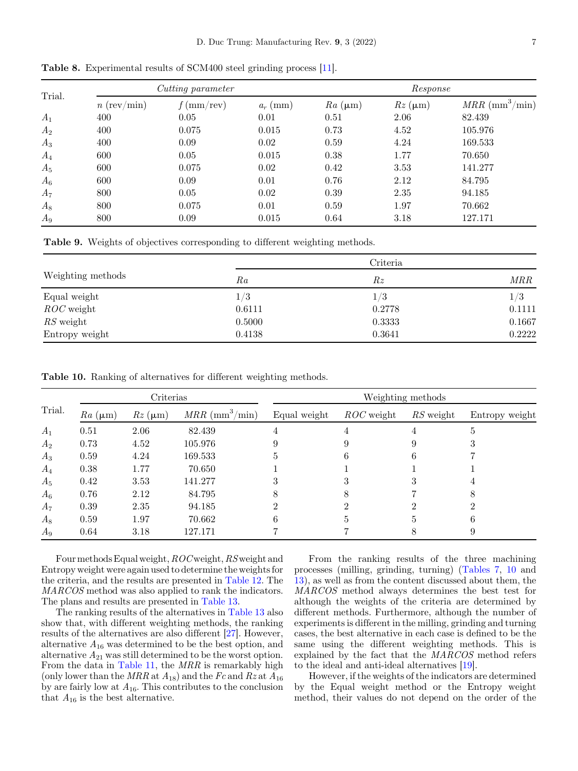**Table 8.** Experimental results of SCM400 steel grinding process [11].

| Trial. | Cutting parameter | | | Response | | |
|---|---|---|---|---|---|---|
| | $n$ (rev/min) | $f$ (mm/rev) | $a_r$ (mm) | $Ra$ (μm) | $Rz$ (μm) | $MRR$ (mm$^3$/min) |
| $A_1$ | 400 | 0.05 | 0.01 | 0.51 | 2.06 | 82.439 |
| $A_2$ | 400 | 0.075 | 0.015 | 0.73 | 4.52 | 105.976 |
| $A_3$ | 400 | 0.09 | 0.02 | 0.59 | 4.24 | 169.533 |
| $A_4$ | 600 | 0.05 | 0.015 | 0.38 | 1.77 | 70.650 |
| $A_5$ | 600 | 0.075 | 0.02 | 0.42 | 3.53 | 141.277 |
| $A_6$ | 600 | 0.09 | 0.01 | 0.76 | 2.12 | 84.795 |
| $A_7$ | 800 | 0.05 | 0.02 | 0.39 | 2.35 | 94.185 |
| $A_8$ | 800 | 0.075 | 0.01 | 0.59 | 1.97 | 70.662 |
| $A_9$ | 800 | 0.09 | 0.015 | 0.64 | 3.18 | 127.171 |

**Table 9.** Weights of objectives corresponding to different weighting methods.

| Weighting methods | Criteria | | |
|---|---|---|---|
| | $Ra$ | $Rz$ | $MRR$ |
| Equal weight | 1/3 | 1/3 | 1/3 |
| $ROC$ weight | 0.6111 | 0.2778 | 0.1111 |
| $RS$ weight | 0.5000 | 0.3333 | 0.1667 |
| Entropy weight | 0.4138 | 0.3641 | 0.2222 |

**Table 10.** Ranking of alternatives for different weighting methods.

| Trial. | Criterias | | | Weighting methods | | | |
|---|---|---|---|---|---|---|---|
| | $Ra$ (μm) | $Rz$ (μm) | $MRR$ (mm$^3$/min) | Equal weight | $ROC$ weight | $RS$ weight | Entropy weight |
| $A_1$ | 0.51 | 2.06 | 82.439 | 4 | 4 | 4 | 5 |
| $A_2$ | 0.73 | 4.52 | 105.976 | 9 | 9 | 9 | 3 |
| $A_3$ | 0.59 | 4.24 | 169.533 | 5 | 6 | 6 | 7 |
| $A_4$ | 0.38 | 1.77 | 70.650 | 1 | 1 | 1 | 1 |
| $A_5$ | 0.42 | 3.53 | 141.277 | 3 | 3 | 3 | 4 |
| $A_6$ | 0.76 | 2.12 | 84.795 | 8 | 8 | 7 | 8 |
| $A_7$ | 0.39 | 2.35 | 94.185 | 2 | 2 | 2 | 2 |
| $A_8$ | 0.59 | 1.97 | 70.662 | 6 | 5 | 5 | 6 |
| $A_9$ | 0.64 | 3.18 | 127.171 | 7 | 7 | 8 | 9 |

Four methods Equal weight, $ROC$ weight, $RS$ weight and Entropy weight were again used to determine the weights for the criteria, and the results are presented in Table 12. The $MARCOS$ method was also applied to rank the indicators. The plans and results are presented in Table 13.

The ranking results of the alternatives in Table 13 also show that, with different weighting methods, the ranking results of the alternatives are also different [27]. However, alternative $A_{16}$ was determined to be the best option, and alternative $A_{21}$ was still determined to be the worst option. From the data in Table 11, the $MRR$ is remarkably high (only lower than the $MRR$ at $A_{18}$) and the $Fc$ and $Rz$ at $A_{16}$ by are fairly low at $A_{16}$. This contributes to the conclusion that $A_{16}$ is the best alternative.

From the ranking results of the three machining processes (milling, grinding, turning) (Tables 7, 10 and 13), as well as from the content discussed about them, the $MARCOS$ method always determines the best test for although the weights of the criteria are determined by different methods. Furthermore, although the number of experiments is different in the milling, grinding and turning cases, the best alternative in each case is defined to be the same using the different weighting methods. This is explained by the fact that the $MARCOS$ method refers to the ideal and anti-ideal alternatives [19].

However, if the weights of the indicators are determined by the Equal weight method or the Entropy weight method, their values do not depend on the order of the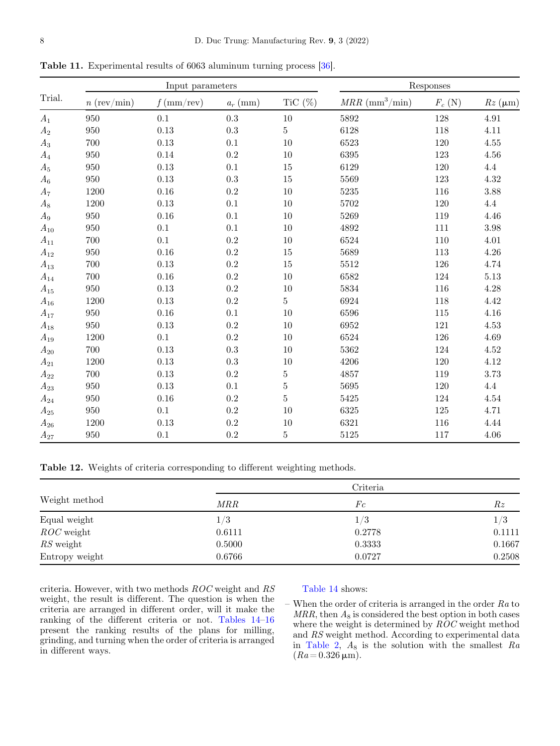**Table 11.** Experimental results of 6063 aluminum turning process [36].

| Trial. | Input parameters | | | | Responses | | |
|---|---|---|---|---|---|---|---|
| | $n$ (rev/min) | $f$ (mm/rev) | $a_r$ (mm) | TiC (%) | $MRR$ (mm$^3$/min) | $F_c$ (N) | $Rz$ (μm) |
| $A_1$ | 950 | 0.1 | 0.3 | 10 | 5892 | 128 | 4.91 |
| $A_2$ | 950 | 0.13 | 0.3 | 5 | 6128 | 118 | 4.11 |
| $A_3$ | 700 | 0.13 | 0.1 | 10 | 6523 | 120 | 4.55 |
| $A_4$ | 950 | 0.14 | 0.2 | 10 | 6395 | 123 | 4.56 |
| $A_5$ | 950 | 0.13 | 0.1 | 15 | 6129 | 120 | 4.4 |
| $A_6$ | 950 | 0.13 | 0.3 | 15 | 5569 | 123 | 4.32 |
| $A_7$ | 1200 | 0.16 | 0.2 | 10 | 5235 | 116 | 3.88 |
| $A_8$ | 1200 | 0.13 | 0.1 | 10 | 5702 | 120 | 4.4 |
| $A_9$ | 950 | 0.16 | 0.1 | 10 | 5269 | 119 | 4.46 |
| $A_{10}$ | 950 | 0.1 | 0.1 | 10 | 4892 | 111 | 3.98 |
| $A_{11}$ | 700 | 0.1 | 0.2 | 10 | 6524 | 110 | 4.01 |
| $A_{12}$ | 950 | 0.16 | 0.2 | 15 | 5689 | 113 | 4.26 |
| $A_{13}$ | 700 | 0.13 | 0.2 | 15 | 5512 | 126 | 4.74 |
| $A_{14}$ | 700 | 0.16 | 0.2 | 10 | 6582 | 124 | 5.13 |
| $A_{15}$ | 950 | 0.13 | 0.2 | 10 | 5834 | 116 | 4.28 |
| $A_{16}$ | 1200 | 0.13 | 0.2 | 5 | 6924 | 118 | 4.42 |
| $A_{17}$ | 950 | 0.16 | 0.1 | 10 | 6596 | 115 | 4.16 |
| $A_{18}$ | 950 | 0.13 | 0.2 | 10 | 6952 | 121 | 4.53 |
| $A_{19}$ | 1200 | 0.1 | 0.2 | 10 | 6524 | 126 | 4.69 |
| $A_{20}$ | 700 | 0.13 | 0.3 | 10 | 5362 | 124 | 4.52 |
| $A_{21}$ | 1200 | 0.13 | 0.3 | 10 | 4206 | 120 | 4.12 |
| $A_{22}$ | 700 | 0.13 | 0.2 | 5 | 4857 | 119 | 3.73 |
| $A_{23}$ | 950 | 0.13 | 0.1 | 5 | 5695 | 120 | 4.4 |
| $A_{24}$ | 950 | 0.16 | 0.2 | 5 | 5425 | 124 | 4.54 |
| $A_{25}$ | 950 | 0.1 | 0.2 | 10 | 6325 | 125 | 4.71 |
| $A_{26}$ | 1200 | 0.13 | 0.2 | 10 | 6321 | 116 | 4.44 |
| $A_{27}$ | 950 | 0.1 | 0.2 | 5 | 5125 | 117 | 4.06 |

**Table 12.** Weights of criteria corresponding to different weighting methods.

| Weight method | Criteria | | |
|---|---|---|---|
| | $MRR$ | $Fc$ | $Rz$ |
| Equal weight | 1/3 | 1/3 | 1/3 |
| $ROC$ weight | 0.6111 | 0.2778 | 0.1111 |
| $RS$ weight | 0.5000 | 0.3333 | 0.1667 |
| Entropy weight | 0.6766 | 0.0727 | 0.2508 |

criteria. However, with two methods $ROC$ weight and $RS$ weight, the result is different. The question is when the criteria are arranged in different order, will it make the ranking of the different criteria or not. Tables 14–16 present the ranking results of the plans for milling, grinding, and turning when the order of criteria is arranged in different ways.

Table 14 shows:

- When the order of criteria is arranged in the order $Ra$ to $MRR$, then $A_8$ is considered the best option in both cases where the weight is determined by $ROC$ weight method and $RS$ weight method. According to experimental data in Table 2, $A_8$ is the solution with the smallest $Ra$ ($Ra = 0.326$ μm).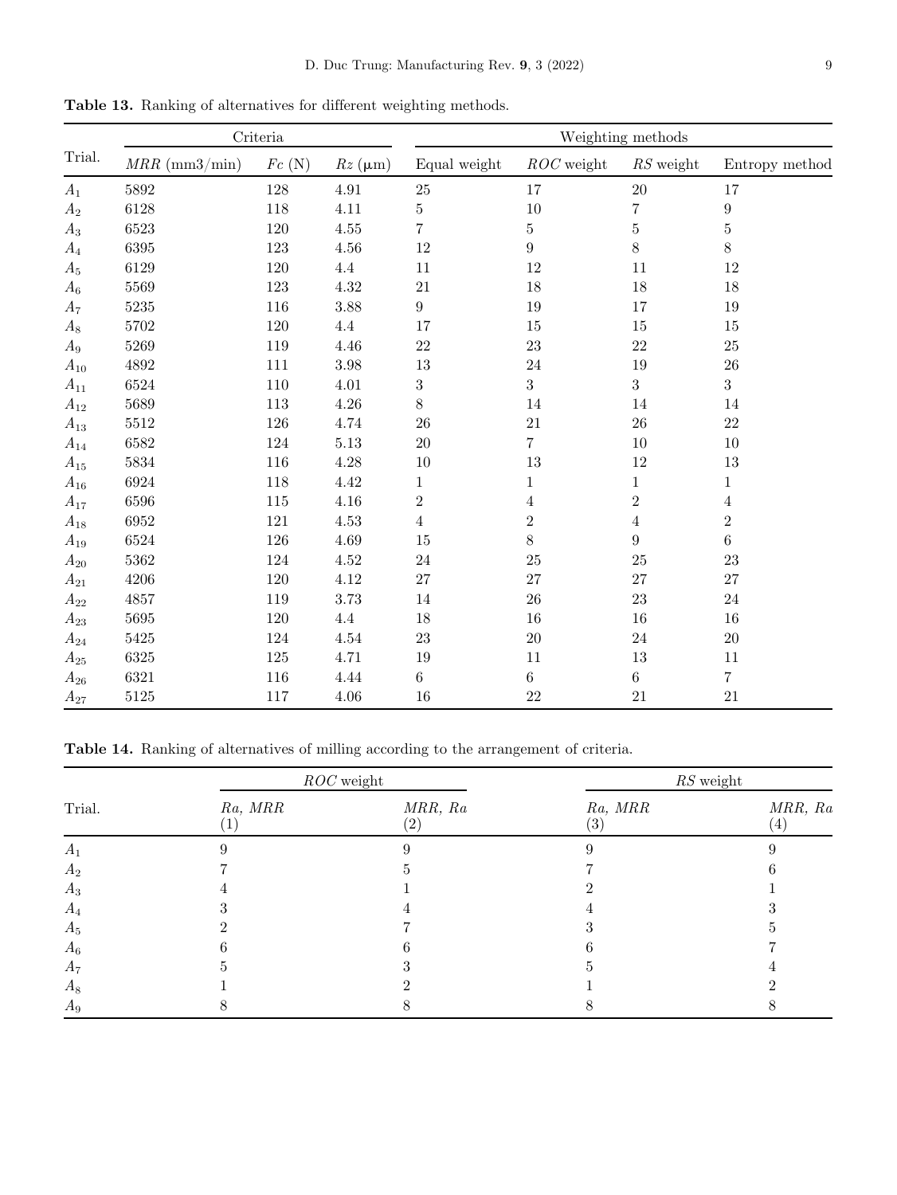**Table 13.** Ranking of alternatives for different weighting methods.

| Trial. | Criteria | | | Weighting methods | | | |
|---|---|---|---|---|---|---|---|
| | *MRR* (mm3/min) | *Fc* (N) | *Rz* (μm) | Equal weight | *ROC* weight | *RS* weight | Entropy method |
| $A_1$ | 5892 | 128 | 4.91 | 25 | 17 | 20 | 17 |
| $A_2$ | 6128 | 118 | 4.11 | 5 | 10 | 7 | 9 |
| $A_3$ | 6523 | 120 | 4.55 | 7 | 5 | 5 | 5 |
| $A_4$ | 6395 | 123 | 4.56 | 12 | 9 | 8 | 8 |
| $A_5$ | 6129 | 120 | 4.4 | 11 | 12 | 11 | 12 |
| $A_6$ | 5569 | 123 | 4.32 | 21 | 18 | 18 | 18 |
| $A_7$ | 5235 | 116 | 3.88 | 9 | 19 | 17 | 19 |
| $A_8$ | 5702 | 120 | 4.4 | 17 | 15 | 15 | 15 |
| $A_9$ | 5269 | 119 | 4.46 | 22 | 23 | 22 | 25 |
| $A_{10}$ | 4892 | 111 | 3.98 | 13 | 24 | 19 | 26 |
| $A_{11}$ | 6524 | 110 | 4.01 | 3 | 3 | 3 | 3 |
| $A_{12}$ | 5689 | 113 | 4.26 | 8 | 14 | 14 | 14 |
| $A_{13}$ | 5512 | 126 | 4.74 | 26 | 21 | 26 | 22 |
| $A_{14}$ | 6582 | 124 | 5.13 | 20 | 7 | 10 | 10 |
| $A_{15}$ | 5834 | 116 | 4.28 | 10 | 13 | 12 | 13 |
| $A_{16}$ | 6924 | 118 | 4.42 | 1 | 1 | 1 | 1 |
| $A_{17}$ | 6596 | 115 | 4.16 | 2 | 4 | 2 | 4 |
| $A_{18}$ | 6952 | 121 | 4.53 | 4 | 2 | 4 | 2 |
| $A_{19}$ | 6524 | 126 | 4.69 | 15 | 8 | 9 | 6 |
| $A_{20}$ | 5362 | 124 | 4.52 | 24 | 25 | 25 | 23 |
| $A_{21}$ | 4206 | 120 | 4.12 | 27 | 27 | 27 | 27 |
| $A_{22}$ | 4857 | 119 | 3.73 | 14 | 26 | 23 | 24 |
| $A_{23}$ | 5695 | 120 | 4.4 | 18 | 16 | 16 | 16 |
| $A_{24}$ | 5425 | 124 | 4.54 | 23 | 20 | 24 | 20 |
| $A_{25}$ | 6325 | 125 | 4.71 | 19 | 11 | 13 | 11 |
| $A_{26}$ | 6321 | 116 | 4.44 | 6 | 6 | 6 | 7 |
| $A_{27}$ | 5125 | 117 | 4.06 | 16 | 22 | 21 | 21 |

**Table 14.** Ranking of alternatives of milling according to the arrangement of criteria.

| Trial. | *ROC* weight | | *RS* weight | |
|---|---|---|---|---|
| | *Ra, MRR* (1) | *MRR, Ra* (2) | *Ra, MRR* (3) | *MRR, Ra* (4) |
| $A_1$ | 9 | 9 | 9 | 9 |
| $A_2$ | 7 | 5 | 7 | 6 |
| $A_3$ | 4 | 1 | 2 | 1 |
| $A_4$ | 3 | 4 | 4 | 3 |
| $A_5$ | 2 | 7 | 3 | 5 |
| $A_6$ | 6 | 6 | 6 | 7 |
| $A_7$ | 5 | 3 | 5 | 4 |
| $A_8$ | 1 | 2 | 1 | 2 |
| $A_9$ | 8 | 8 | 8 | 8 |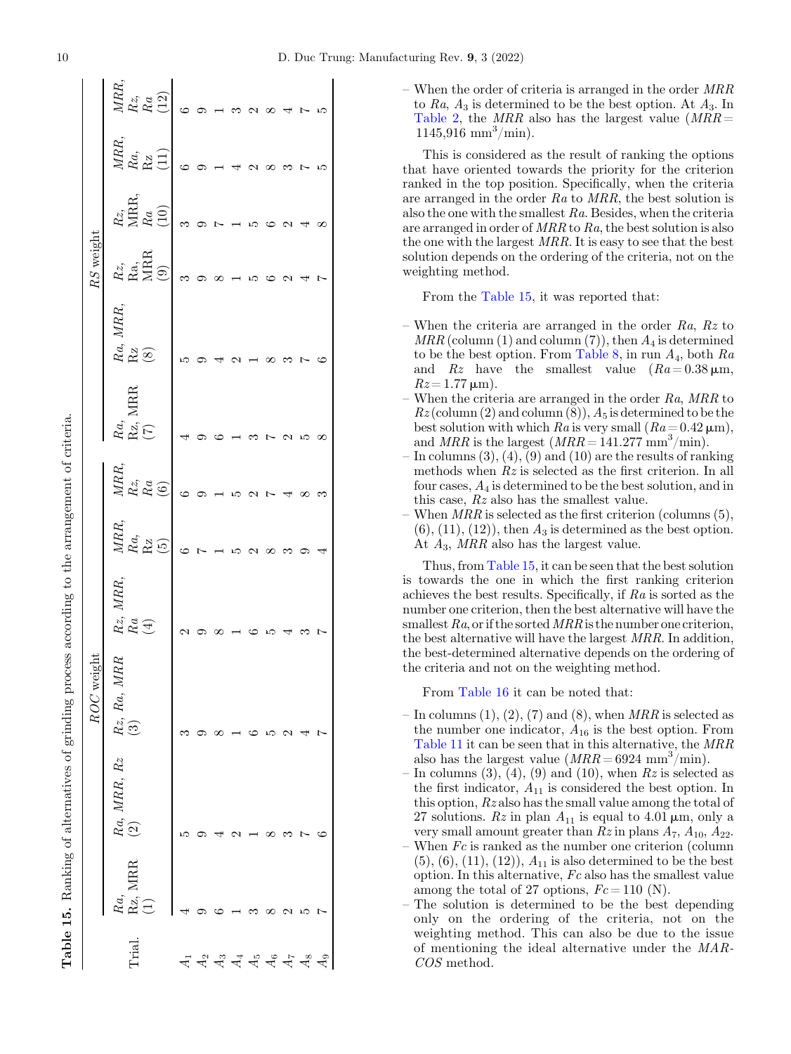**Table 15.** Ranking of alternatives of grinding process according to the arrangement of criteria.

| Trial. | ROC weight | | | | | | RS weight | | | | | |
|---|---|---|---|---|---|---|---|---|---|---|---|---|
| | *Ra*, Rz, MRR (1) | *Ra*, *MRR*, *Rz* (2) | *Rz*, *Ra*, *MRR* (3) | *Rz*, *MRR*, *Ra* (4) | *MRR*, *Ra*, Rz (5) | *MRR*, *Rz*, *Ra* (6) | *Ra*, Rz, MRR (7) | *Ra*, *MRR*, Rz (8) | *Rz*, Ra, MRR (9) | *Rz*, MRR, *Ra* (10) | *MRR*, *Ra*, Rz (11) | *MRR*, *Rz*, *Ra* (12) |
| $A_1$ | 4 | 5 | 3 | 2 | 6 | 6 | 4 | 5 | 3 | 3 | 6 | 6 |
| $A_2$ | 9 | 9 | 9 | 9 | 7 | 9 | 9 | 9 | 9 | 9 | 9 | 9 |
| $A_3$ | 6 | 4 | 8 | 8 | 1 | 1 | 6 | 4 | 8 | 7 | 1 | 1 |
| $A_4$ | 1 | 2 | 1 | 1 | 5 | 5 | 1 | 2 | 1 | 1 | 4 | 3 |
| $A_5$ | 3 | 1 | 6 | 6 | 2 | 2 | 3 | 1 | 5 | 5 | 2 | 2 |
| $A_6$ | 8 | 8 | 5 | 5 | 8 | 7 | 7 | 8 | 6 | 6 | 8 | 8 |
| $A_7$ | 2 | 3 | 2 | 4 | 3 | 4 | 2 | 3 | 2 | 2 | 3 | 4 |
| $A_8$ | 5 | 7 | 4 | 3 | 9 | 8 | 5 | 7 | 4 | 4 | 7 | 7 |
| $A_9$ | 7 | 6 | 7 | 7 | 4 | 3 | 8 | 6 | 7 | 8 | 5 | 5 |

– When the order of criteria is arranged in the order *MRR* to *Ra*, $A_3$ is determined to be the best option. At $A_3$. In Table 2, the *MRR* also has the largest value ($MRR = 1145{,}916$ mm$^3$/min).

This is considered as the result of ranking the options that have oriented towards the priority for the criterion ranked in the top position. Specifically, when the criteria are arranged in the order *Ra* to *MRR*, the best solution is also the one with the smallest *Ra*. Besides, when the criteria are arranged in order of *MRR* to *Ra*, the best solution is also the one with the largest *MRR*. It is easy to see that the best solution depends on the ordering of the criteria, not on the weighting method.

From the Table 15, it was reported that:

– When the criteria are arranged in the order *Ra*, *Rz* to *MRR* (column (1) and column (7)), then $A_4$ is determined to be the best option. From Table 8, in run $A_4$, both *Ra* and *Rz* have the smallest value ($Ra = 0.38$ µm, $Rz = 1.77$ µm).
– When the criteria are arranged in the order *Ra*, *MRR* to *Rz* (column (2) and column (8)), $A_5$ is determined to be the best solution with which *Ra* is very small ($Ra = 0.42$ µm), and *MRR* is the largest ($MRR = 141.277$ mm$^3$/min).
– In columns (3), (4), (9) and (10) are the results of ranking methods when *Rz* is selected as the first criterion. In all four cases, $A_4$ is determined to be the best solution, and in this case, *Rz* also has the smallest value.
– When *MRR* is selected as the first criterion (columns (5), (6), (11), (12)), then $A_3$ is determined as the best option. At $A_3$, *MRR* also has the largest value.

Thus, from Table 15, it can be seen that the best solution is towards the one in which the first ranking criterion achieves the best results. Specifically, if *Ra* is sorted as the number one criterion, then the best alternative will have the smallest *Ra*, or if the sorted *MRR* is the number one criterion, the best alternative will have the largest *MRR*. In addition, the best-determined alternative depends on the ordering of the criteria and not on the weighting method.

From Table 16 it can be noted that:

– In columns (1), (2), (7) and (8), when *MRR* is selected as the number one indicator, $A_{16}$ is the best option. From Table 11 it can be seen that in this alternative, the *MRR* also has the largest value ($MRR = 6924$ mm$^3$/min).
– In columns (3), (4), (9) and (10), when *Rz* is selected as the first indicator, $A_{11}$ is considered the best option. In this option, *Rz* also has the small value among the total of 27 solutions. *Rz* in plan $A_{11}$ is equal to 4.01 µm, only a very small amount greater than *Rz* in plans $A_7$, $A_{10}$, $A_{22}$.
– When *Fc* is ranked as the number one criterion (column (5), (6), (11), (12)), $A_{11}$ is also determined to be the best option. In this alternative, *Fc* also has the smallest value among the total of 27 options, $Fc = 110$ (N).
– The solution is determined to be the best depending only on the ordering of the criteria, not on the weighting method. This can also be due to the issue of mentioning the ideal alternative under the *MARCOS* method.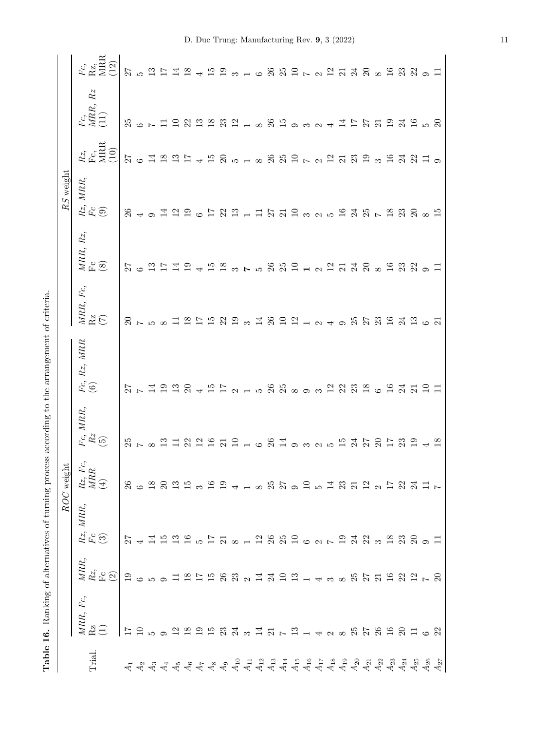**Table 16.** Ranking of alternatives of turning process according to the arrangement of criteria.

| Trial. | *ROC* weight | | | | | | *RS* weight | | | | | |
|---|---|---|---|---|---|---|---|---|---|---|---|---|
| | *MRR*, *Fc*, Rz (1) | *MRR*, *Rz*, Fc (2) | *Rz*, *MRR*, *Fc* (3) | *Rz*, *Fc*, *MRR* (4) | *Fc*, *MRR*, *Rz* (5) | *Fc*, *Rz*, *MRR* (6) | *MRR*, *Fc*, Rz (7) | *MRR*, *Rz*, Fc (8) | *Rz*, *MRR*, *Fc* (9) | *Rz*, Fc, MRR (10) | *Fc*, *MRR*, *Rz* (11) | *Fc*, Rz, MRR (12) |
| $A_1$ | 17 | 19 | 27 | 26 | 25 | 27 | 20 | 27 | 26 | 27 | 25 | 27 |
| $A_2$ | 10 | 6 | 4 | 6 | 7 | 7 | 7 | 6 | 4 | 6 | 6 | 5 |
| $A_3$ | 5 | 5 | 14 | 18 | 8 | 14 | 5 | 13 | 9 | 14 | 7 | 13 |
| $A_4$ | 9 | 9 | 15 | 20 | 13 | 19 | 8 | 17 | 14 | 18 | 11 | 17 |
| $A_5$ | 12 | 11 | 13 | 13 | 11 | 13 | 11 | 14 | 12 | 13 | 10 | 14 |
| $A_6$ | 18 | 18 | 16 | 15 | 22 | 20 | 18 | 19 | 19 | 17 | 22 | 18 |
| $A_7$ | 19 | 17 | 5 | 3 | 12 | 4 | 17 | 4 | 6 | 4 | 13 | 4 |
| $A_8$ | 15 | 15 | 17 | 16 | 16 | 15 | 15 | 15 | 17 | 15 | 18 | 15 |
| $A_9$ | 23 | 26 | 21 | 19 | 21 | 17 | 22 | 18 | 22 | 20 | 23 | 19 |
| $A_{10}$ | 24 | 23 | 8 | 4 | 10 | 2 | 19 | 3 | 13 | 5 | 12 | 3 |
| $A_{11}$ | 3 | 2 | 1 | 1 | 1 | 1 | 3 | **7** | 1 | 1 | 1 | 1 |
| $A_{12}$ | 14 | 14 | 12 | 8 | 6 | 5 | 14 | 5 | 11 | 8 | 8 | 6 |
| $A_{13}$ | 21 | 24 | 26 | 25 | 26 | 26 | 26 | 26 | 27 | 26 | 26 | 26 |
| $A_{14}$ | 7 | 10 | 25 | 27 | 14 | 25 | 10 | 25 | 21 | 25 | 15 | 25 |
| $A_{15}$ | 13 | 13 | 10 | 9 | 9 | 8 | 12 | 10 | 10 | 10 | 9 | 10 |
| $A_{16}$ | 1 | 1 | 6 | 10 | 3 | 9 | 1 | **1** | 3 | 7 | 3 | 7 |
| $A_{17}$ | 4 | 4 | 2 | 5 | 2 | 3 | 2 | 2 | 2 | 2 | 2 | 2 |
| $A_{18}$ | 2 | 3 | 7 | 14 | 5 | 12 | 4 | 12 | 5 | 12 | 4 | 12 |
| $A_{19}$ | 8 | 8 | 19 | 23 | 15 | 22 | 9 | 21 | 16 | 21 | 14 | 21 |
| $A_{20}$ | 25 | 25 | 24 | 21 | 24 | 23 | 25 | 24 | 24 | 23 | 17 | 24 |
| $A_{21}$ | 27 | 27 | 22 | 12 | 27 | 18 | 27 | 20 | 25 | 19 | 27 | 20 |
| $A_{22}$ | 26 | 21 | 3 | 2 | 20 | 6 | 23 | 8 | 7 | 3 | 21 | 8 |
| $A_{23}$ | 16 | 16 | 18 | 17 | 17 | 16 | 16 | 16 | 18 | 16 | 19 | 16 |
| $A_{24}$ | 20 | 22 | 23 | 22 | 23 | 24 | 24 | 23 | 23 | 24 | 24 | 23 |
| $A_{25}$ | 11 | 12 | 20 | 24 | 19 | 21 | 13 | 22 | 20 | 22 | 16 | 22 |
| $A_{26}$ | 6 | 7 | 9 | 11 | 4 | 10 | 6 | 9 | 8 | 11 | 5 | 9 |
| $A_{27}$ | 22 | 20 | 11 | 7 | 18 | 11 | 21 | 11 | 15 | 9 | 20 | 11 |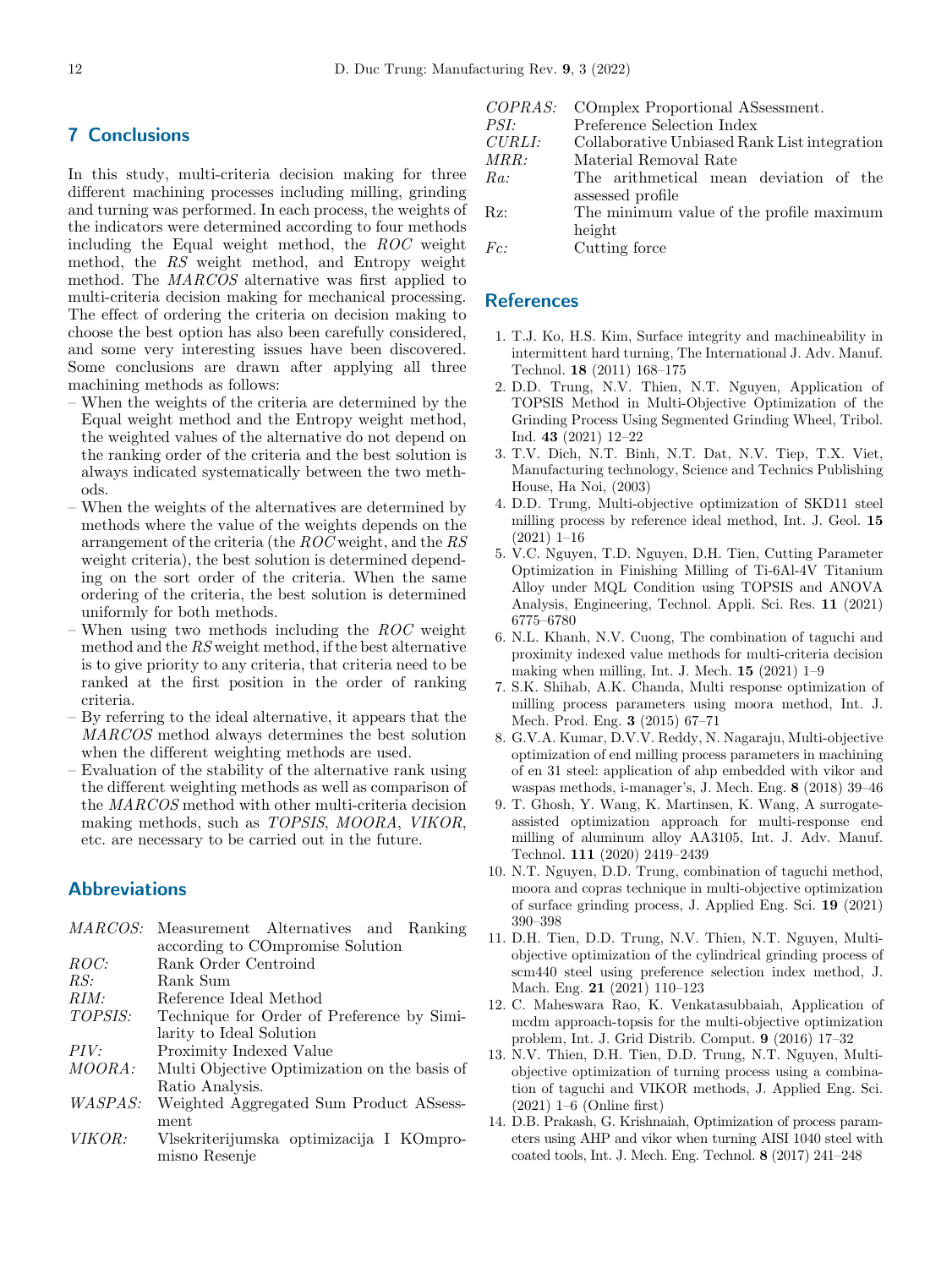## 7 Conclusions

In this study, multi-criteria decision making for three different machining processes including milling, grinding and turning was performed. In each process, the weights of the indicators were determined according to four methods including the Equal weight method, the *ROC* weight method, the *RS* weight method, and Entropy weight method. The *MARCOS* alternative was first applied to multi-criteria decision making for mechanical processing. The effect of ordering the criteria on decision making to choose the best option has also been carefully considered, and some very interesting issues have been discovered. Some conclusions are drawn after applying all three machining methods as follows:

- When the weights of the criteria are determined by the Equal weight method and the Entropy weight method, the weighted values of the alternative do not depend on the ranking order of the criteria and the best solution is always indicated systematically between the two methods.
- When the weights of the alternatives are determined by methods where the value of the weights depends on the arrangement of the criteria (the *ROC* weight, and the *RS* weight criteria), the best solution is determined depending on the sort order of the criteria. When the same ordering of the criteria, the best solution is determined uniformly for both methods.
- When using two methods including the *ROC* weight method and the *RS* weight method, if the best alternative is to give priority to any criteria, that criteria need to be ranked at the first position in the order of ranking criteria.
- By referring to the ideal alternative, it appears that the *MARCOS* method always determines the best solution when the different weighting methods are used.
- Evaluation of the stability of the alternative rank using the different weighting methods as well as comparison of the *MARCOS* method with other multi-criteria decision making methods, such as *TOPSIS*, *MOORA*, *VIKOR*, etc. are necessary to be carried out in the future.

## Abbreviations

| | |
|---|---|
| *MARCOS:* | Measurement Alternatives and Ranking according to COmpromise Solution |
| *ROC:* | Rank Order Centroind |
| *RS:* | Rank Sum |
| *RIM:* | Reference Ideal Method |
| *TOPSIS:* | Technique for Order of Preference by Similarity to Ideal Solution |
| *PIV:* | Proximity Indexed Value |
| *MOORA:* | Multi Objective Optimization on the basis of Ratio Analysis. |
| *WASPAS:* | Weighted Aggregated Sum Product ASsessment |
| *VIKOR:* | Vlsekriterijumska optimizacija I KOmpromisno Resenje |
| *COPRAS:* | COmplex Proportional ASsessment. |
| *PSI:* | Preference Selection Index |
| *CURLI:* | Collaborative Unbiased Rank List integration |
| *MRR:* | Material Removal Rate |
| *Ra:* | The arithmetical mean deviation of the assessed profile |
| Rz: | The minimum value of the profile maximum height |
| *Fc:* | Cutting force |

## References

1. T.J. Ko, H.S. Kim, Surface integrity and machineability in intermittent hard turning, The International J. Adv. Manuf. Technol. **18** (2011) 168–175
2. D.D. Trung, N.V. Thien, N.T. Nguyen, Application of TOPSIS Method in Multi-Objective Optimization of the Grinding Process Using Segmented Grinding Wheel, Tribol. Ind. **43** (2021) 12–22
3. T.V. Dich, N.T. Binh, N.T. Dat, N.V. Tiep, T.X. Viet, Manufacturing technology, Science and Technics Publishing House, Ha Noi, (2003)
4. D.D. Trung, Multi-objective optimization of SKD11 steel milling process by reference ideal method, Int. J. Geol. **15** (2021) 1–16
5. V.C. Nguyen, T.D. Nguyen, D.H. Tien, Cutting Parameter Optimization in Finishing Milling of Ti-6Al-4V Titanium Alloy under MQL Condition using TOPSIS and ANOVA Analysis, Engineering, Technol. Appli. Sci. Res. **11** (2021) 6775–6780
6. N.L. Khanh, N.V. Cuong, The combination of taguchi and proximity indexed value methods for multi-criteria decision making when milling, Int. J. Mech. **15** (2021) 1–9
7. S.K. Shihab, A.K. Chanda, Multi response optimization of milling process parameters using moora method, Int. J. Mech. Prod. Eng. **3** (2015) 67–71
8. G.V.A. Kumar, D.V.V. Reddy, N. Nagaraju, Multi-objective optimization of end milling process parameters in machining of en 31 steel: application of ahp embedded with vikor and waspas methods, i-manager's, J. Mech. Eng. **8** (2018) 39–46
9. T. Ghosh, Y. Wang, K. Martinsen, K. Wang, A surrogate-assisted optimization approach for multi-response end milling of aluminum alloy AA3105, Int. J. Adv. Manuf. Technol. **111** (2020) 2419–2439
10. N.T. Nguyen, D.D. Trung, combination of taguchi method, moora and copras technique in multi-objective optimization of surface grinding process, J. Applied Eng. Sci. **19** (2021) 390–398
11. D.H. Tien, D.D. Trung, N.V. Thien, N.T. Nguyen, Multi-objective optimization of the cylindrical grinding process of scm440 steel using preference selection index method, J. Mach. Eng. **21** (2021) 110–123
12. C. Maheswara Rao, K. Venkatasubbaiah, Application of mcdm approach-topsis for the multi-objective optimization problem, Int. J. Grid Distrib. Comput. **9** (2016) 17–32
13. N.V. Thien, D.H. Tien, D.D. Trung, N.T. Nguyen, Multi-objective optimization of turning process using a combination of taguchi and VIKOR methods, J. Applied Eng. Sci. (2021) 1–6 (Online first)
14. D.B. Prakash, G. Krishnaiah, Optimization of process parameters using AHP and vikor when turning AISI 1040 steel with coated tools, Int. J. Mech. Eng. Technol. **8** (2017) 241–248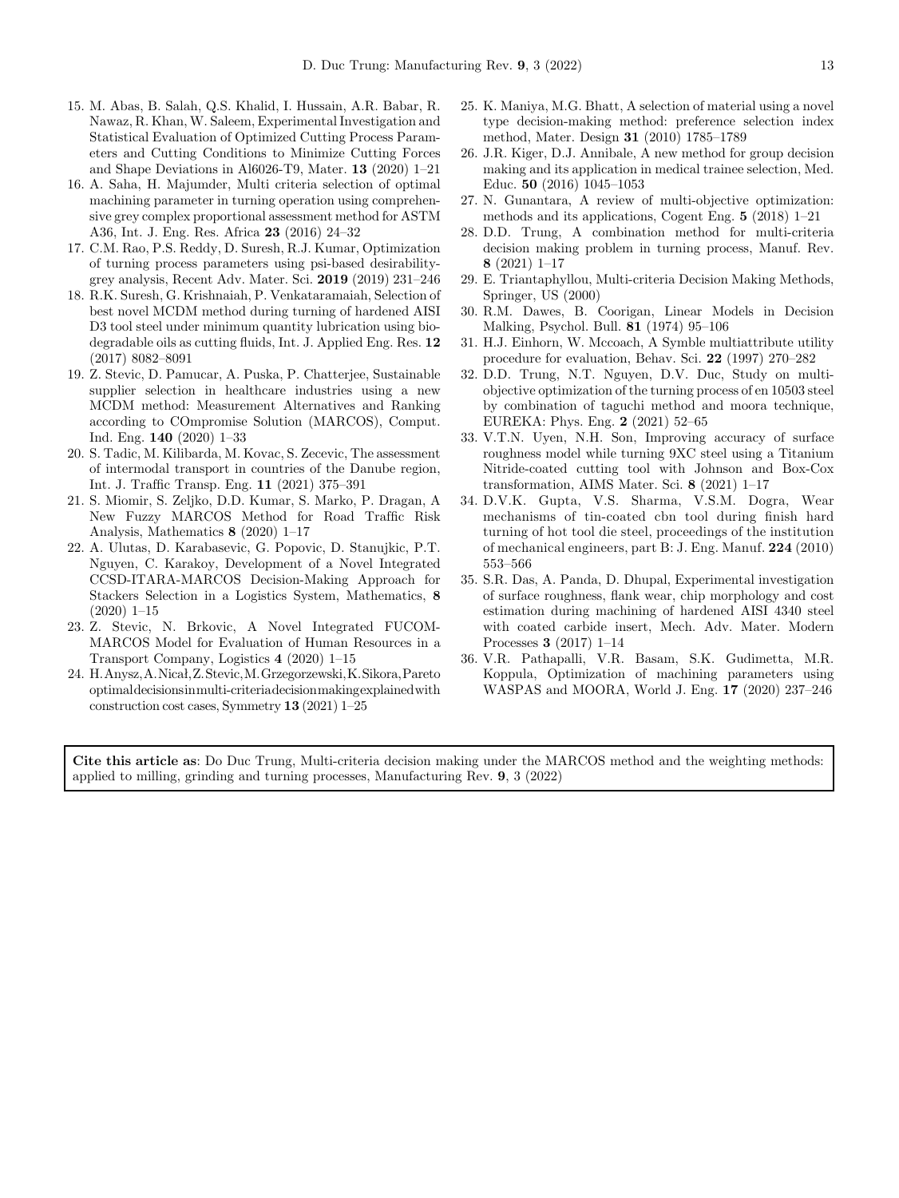15. M. Abas, B. Salah, Q.S. Khalid, I. Hussain, A.R. Babar, R. Nawaz, R. Khan, W. Saleem, Experimental Investigation and Statistical Evaluation of Optimized Cutting Process Parameters and Cutting Conditions to Minimize Cutting Forces and Shape Deviations in Al6026-T9, Mater. **13** (2020) 1–21
16. A. Saha, H. Majumder, Multi criteria selection of optimal machining parameter in turning operation using comprehensive grey complex proportional assessment method for ASTM A36, Int. J. Eng. Res. Africa **23** (2016) 24–32
17. C.M. Rao, P.S. Reddy, D. Suresh, R.J. Kumar, Optimization of turning process parameters using psi-based desirability-grey analysis, Recent Adv. Mater. Sci. **2019** (2019) 231–246
18. R.K. Suresh, G. Krishnaiah, P. Venkataramaiah, Selection of best novel MCDM method during turning of hardened AISI D3 tool steel under minimum quantity lubrication using biodegradable oils as cutting fluids, Int. J. Applied Eng. Res. **12** (2017) 8082–8091
19. Z. Stevic, D. Pamucar, A. Puska, P. Chatterjee, Sustainable supplier selection in healthcare industries using a new MCDM method: Measurement Alternatives and Ranking according to COmpromise Solution (MARCOS), Comput. Ind. Eng. **140** (2020) 1–33
20. S. Tadic, M. Kilibarda, M. Kovac, S. Zecevic, The assessment of intermodal transport in countries of the Danube region, Int. J. Traffic Transp. Eng. **11** (2021) 375–391
21. S. Miomir, S. Zeljko, D.D. Kumar, S. Marko, P. Dragan, A New Fuzzy MARCOS Method for Road Traffic Risk Analysis, Mathematics **8** (2020) 1–17
22. A. Ulutas, D. Karabasevic, G. Popovic, D. Stanujkic, P.T. Nguyen, C. Karakoy, Development of a Novel Integrated CCSD-ITARA-MARCOS Decision-Making Approach for Stackers Selection in a Logistics System, Mathematics, **8** (2020) 1–15
23. Z. Stevic, N. Brkovic, A Novel Integrated FUCOM-MARCOS Model for Evaluation of Human Resources in a Transport Company, Logistics **4** (2020) 1–15
24. H. Anysz, A. Nicał, Z. Stevic, M. Grzegorzewski, K. Sikora, Pareto optimal decisions in multi-criteria decision making explained with construction cost cases, Symmetry **13** (2021) 1–25
25. K. Maniya, M.G. Bhatt, A selection of material using a novel type decision-making method: preference selection index method, Mater. Design **31** (2010) 1785–1789
26. J.R. Kiger, D.J. Annibale, A new method for group decision making and its application in medical trainee selection, Med. Educ. **50** (2016) 1045–1053
27. N. Gunantara, A review of multi-objective optimization: methods and its applications, Cogent Eng. **5** (2018) 1–21
28. D.D. Trung, A combination method for multi-criteria decision making problem in turning process, Manuf. Rev. **8** (2021) 1–17
29. E. Triantaphyllou, Multi-criteria Decision Making Methods, Springer, US (2000)
30. R.M. Dawes, B. Coorigan, Linear Models in Decision Malking, Psychol. Bull. **81** (1974) 95–106
31. H.J. Einhorn, W. Mccoach, A Symble multiattribute utility procedure for evaluation, Behav. Sci. **22** (1997) 270–282
32. D.D. Trung, N.T. Nguyen, D.V. Duc, Study on multi-objective optimization of the turning process of en 10503 steel by combination of taguchi method and moora technique, EUREKA: Phys. Eng. **2** (2021) 52–65
33. V.T.N. Uyen, N.H. Son, Improving accuracy of surface roughness model while turning 9XC steel using a Titanium Nitride-coated cutting tool with Johnson and Box-Cox transformation, AIMS Mater. Sci. **8** (2021) 1–17
34. D.V.K. Gupta, V.S. Sharma, V.S.M. Dogra, Wear mechanisms of tin-coated cbn tool during finish hard turning of hot tool die steel, proceedings of the institution of mechanical engineers, part B: J. Eng. Manuf. **224** (2010) 553–566
35. S.R. Das, A. Panda, D. Dhupal, Experimental investigation of surface roughness, flank wear, chip morphology and cost estimation during machining of hardened AISI 4340 steel with coated carbide insert, Mech. Adv. Mater. Modern Processes **3** (2017) 1–14
36. V.R. Pathapalli, V.R. Basam, S.K. Gudimetta, M.R. Koppula, Optimization of machining parameters using WASPAS and MOORA, World J. Eng. **17** (2020) 237–246

**Cite this article as**: Do Duc Trung, Multi-criteria decision making under the MARCOS method and the weighting methods: applied to milling, grinding and turning processes, Manufacturing Rev. **9**, 3 (2022)